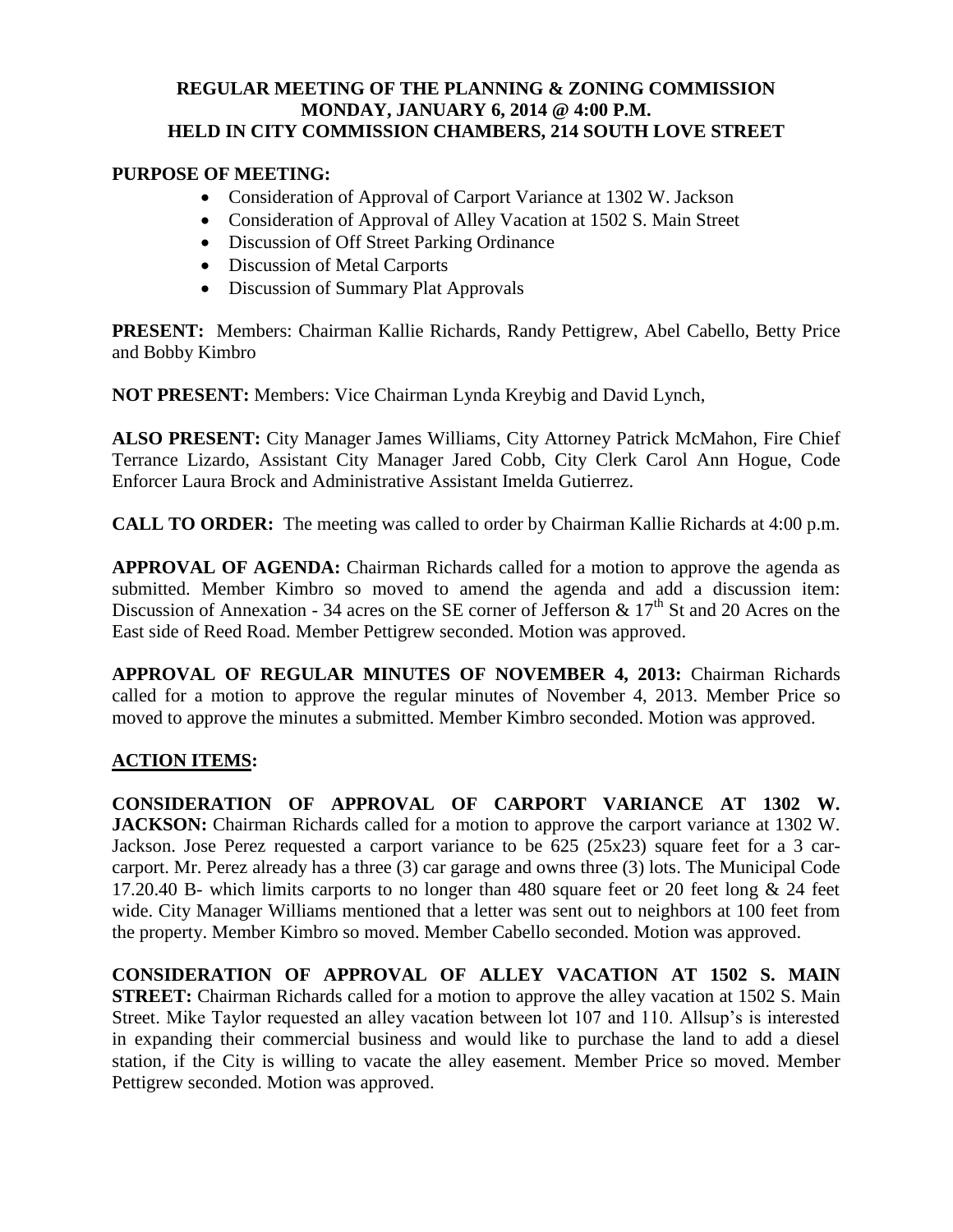# REGULAR MEETING OF THE PLANNING & ZONING COMMISSION
# MONDAY, JANUARY 6, 2014 @ 4:00 P.M.
# HELD IN CITY COMMISSION CHAMBERS, 214 SOUTH LOVE STREET

**PURPOSE OF MEETING:**

- Consideration of Approval of Carport Variance at 1302 W. Jackson
- Consideration of Approval of Alley Vacation at 1502 S. Main Street
- Discussion of Off Street Parking Ordinance
- Discussion of Metal Carports
- Discussion of Summary Plat Approvals

**PRESENT:** Members: Chairman Kallie Richards, Randy Pettigrew, Abel Cabello, Betty Price and Bobby Kimbro

**NOT PRESENT:** Members: Vice Chairman Lynda Kreybig and David Lynch,

**ALSO PRESENT:** City Manager James Williams, City Attorney Patrick McMahon, Fire Chief Terrance Lizardo, Assistant City Manager Jared Cobb, City Clerk Carol Ann Hogue, Code Enforcer Laura Brock and Administrative Assistant Imelda Gutierrez.

**CALL TO ORDER:** The meeting was called to order by Chairman Kallie Richards at 4:00 p.m.

**APPROVAL OF AGENDA:** Chairman Richards called for a motion to approve the agenda as submitted. Member Kimbro so moved to amend the agenda and add a discussion item: Discussion of Annexation - 34 acres on the SE corner of Jefferson & 17th St and 20 Acres on the East side of Reed Road. Member Pettigrew seconded. Motion was approved.

**APPROVAL OF REGULAR MINUTES OF NOVEMBER 4, 2013:** Chairman Richards called for a motion to approve the regular minutes of November 4, 2013. Member Price so moved to approve the minutes a submitted. Member Kimbro seconded. Motion was approved.

## ACTION ITEMS:

**CONSIDERATION OF APPROVAL OF CARPORT VARIANCE AT 1302 W. JACKSON:** Chairman Richards called for a motion to approve the carport variance at 1302 W. Jackson. Jose Perez requested a carport variance to be 625 (25x23) square feet for a 3 car-carport. Mr. Perez already has a three (3) car garage and owns three (3) lots. The Municipal Code 17.20.40 B- which limits carports to no longer than 480 square feet or 20 feet long & 24 feet wide. City Manager Williams mentioned that a letter was sent out to neighbors at 100 feet from the property. Member Kimbro so moved. Member Cabello seconded. Motion was approved.

**CONSIDERATION OF APPROVAL OF ALLEY VACATION AT 1502 S. MAIN STREET:** Chairman Richards called for a motion to approve the alley vacation at 1502 S. Main Street. Mike Taylor requested an alley vacation between lot 107 and 110. Allsup's is interested in expanding their commercial business and would like to purchase the land to add a diesel station, if the City is willing to vacate the alley easement. Member Price so moved. Member Pettigrew seconded. Motion was approved.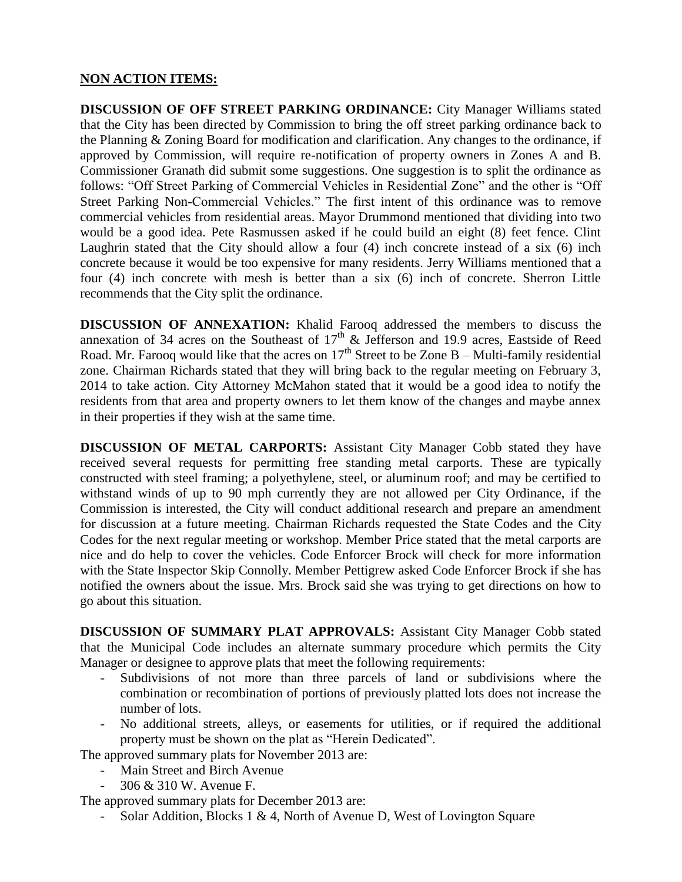## NON ACTION ITEMS:

**DISCUSSION OF OFF STREET PARKING ORDINANCE:** City Manager Williams stated that the City has been directed by Commission to bring the off street parking ordinance back to the Planning & Zoning Board for modification and clarification. Any changes to the ordinance, if approved by Commission, will require re-notification of property owners in Zones A and B. Commissioner Granath did submit some suggestions. One suggestion is to split the ordinance as follows: "Off Street Parking of Commercial Vehicles in Residential Zone" and the other is "Off Street Parking Non-Commercial Vehicles." The first intent of this ordinance was to remove commercial vehicles from residential areas. Mayor Drummond mentioned that dividing into two would be a good idea. Pete Rasmussen asked if he could build an eight (8) feet fence. Clint Laughrin stated that the City should allow a four (4) inch concrete instead of a six (6) inch concrete because it would be too expensive for many residents. Jerry Williams mentioned that a four (4) inch concrete with mesh is better than a six (6) inch of concrete. Sherron Little recommends that the City split the ordinance.

**DISCUSSION OF ANNEXATION:** Khalid Farooq addressed the members to discuss the annexation of 34 acres on the Southeast of 17th & Jefferson and 19.9 acres, Eastside of Reed Road. Mr. Farooq would like that the acres on 17th Street to be Zone B – Multi-family residential zone. Chairman Richards stated that they will bring back to the regular meeting on February 3, 2014 to take action. City Attorney McMahon stated that it would be a good idea to notify the residents from that area and property owners to let them know of the changes and maybe annex in their properties if they wish at the same time.

**DISCUSSION OF METAL CARPORTS:** Assistant City Manager Cobb stated they have received several requests for permitting free standing metal carports. These are typically constructed with steel framing; a polyethylene, steel, or aluminum roof; and may be certified to withstand winds of up to 90 mph currently they are not allowed per City Ordinance, if the Commission is interested, the City will conduct additional research and prepare an amendment for discussion at a future meeting. Chairman Richards requested the State Codes and the City Codes for the next regular meeting or workshop. Member Price stated that the metal carports are nice and do help to cover the vehicles. Code Enforcer Brock will check for more information with the State Inspector Skip Connolly. Member Pettigrew asked Code Enforcer Brock if she has notified the owners about the issue. Mrs. Brock said she was trying to get directions on how to go about this situation.

**DISCUSSION OF SUMMARY PLAT APPROVALS:** Assistant City Manager Cobb stated that the Municipal Code includes an alternate summary procedure which permits the City Manager or designee to approve plats that meet the following requirements:

- Subdivisions of not more than three parcels of land or subdivisions where the combination or recombination of portions of previously platted lots does not increase the number of lots.
- No additional streets, alleys, or easements for utilities, or if required the additional property must be shown on the plat as "Herein Dedicated".

The approved summary plats for November 2013 are:

- Main Street and Birch Avenue
- 306 & 310 W. Avenue F.

The approved summary plats for December 2013 are:

- Solar Addition, Blocks 1 & 4, North of Avenue D, West of Lovington Square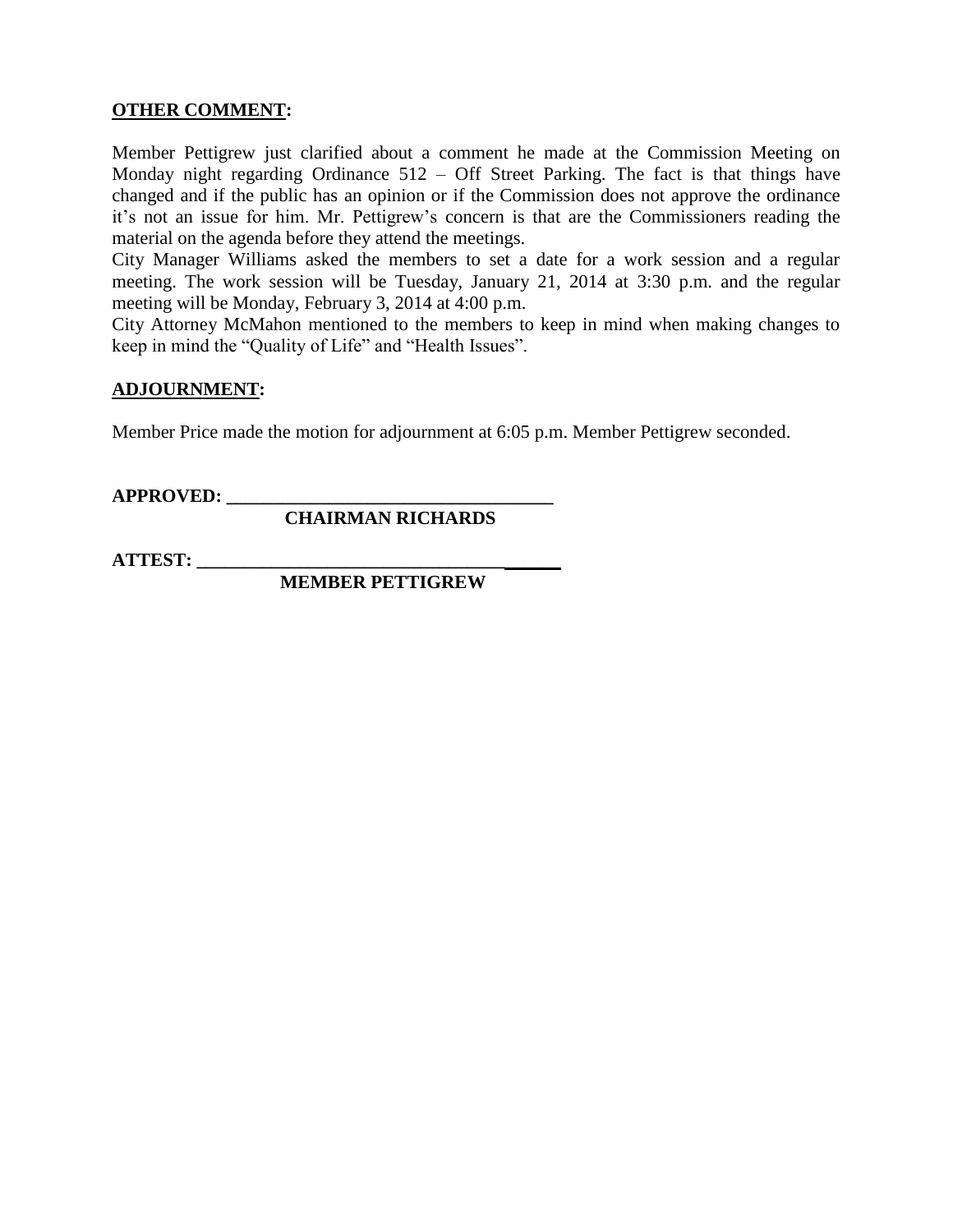**<u>OTHER COMMENT</u>:**

Member Pettigrew just clarified about a comment he made at the Commission Meeting on Monday night regarding Ordinance 512 – Off Street Parking. The fact is that things have changed and if the public has an opinion or if the Commission does not approve the ordinance it's not an issue for him. Mr. Pettigrew's concern is that are the Commissioners reading the material on the agenda before they attend the meetings.

City Manager Williams asked the members to set a date for a work session and a regular meeting. The work session will be Tuesday, January 21, 2014 at 3:30 p.m. and the regular meeting will be Monday, February 3, 2014 at 4:00 p.m.

City Attorney McMahon mentioned to the members to keep in mind when making changes to keep in mind the "Quality of Life" and "Health Issues".

**<u>ADJOURNMENT</u>:**

Member Price made the motion for adjournment at 6:05 p.m. Member Pettigrew seconded.

**APPROVED: ___________________________________**

**CHAIRMAN RICHARDS**

**ATTEST: ___________________________________**

**MEMBER PETTIGREW**